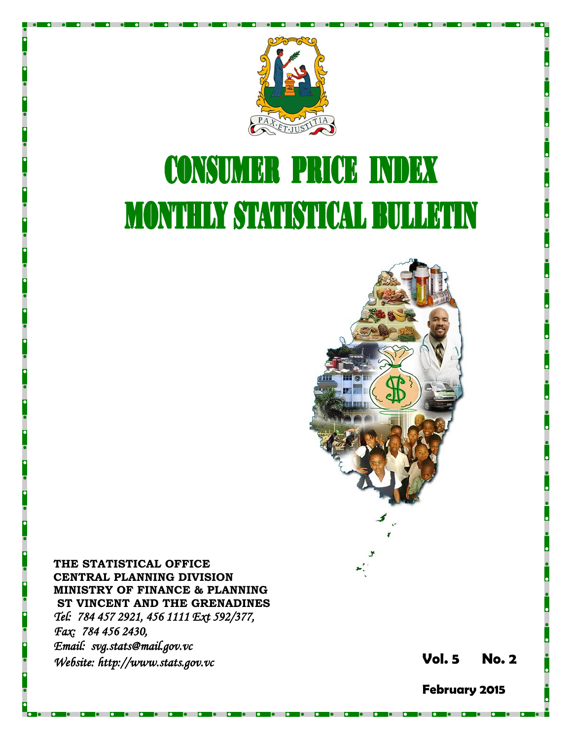# CONSUMER PRICE INDEX
# MONTHLY STATISTICAL BULLETIN

**THE STATISTICAL OFFICE**
**CENTRAL PLANNING DIVISION**
**MINISTRY OF FINANCE & PLANNING**
**ST VINCENT AND THE GRENADINES**

*Tel: 784 457 2921, 456 1111 Ext 592/377,*
*Fax: 784 456 2430,*
*Email: svg.stats@mail.gov.vc*
*Website: http://www.stats.gov.vc*

**Vol. 5 No. 2**

**February 2015**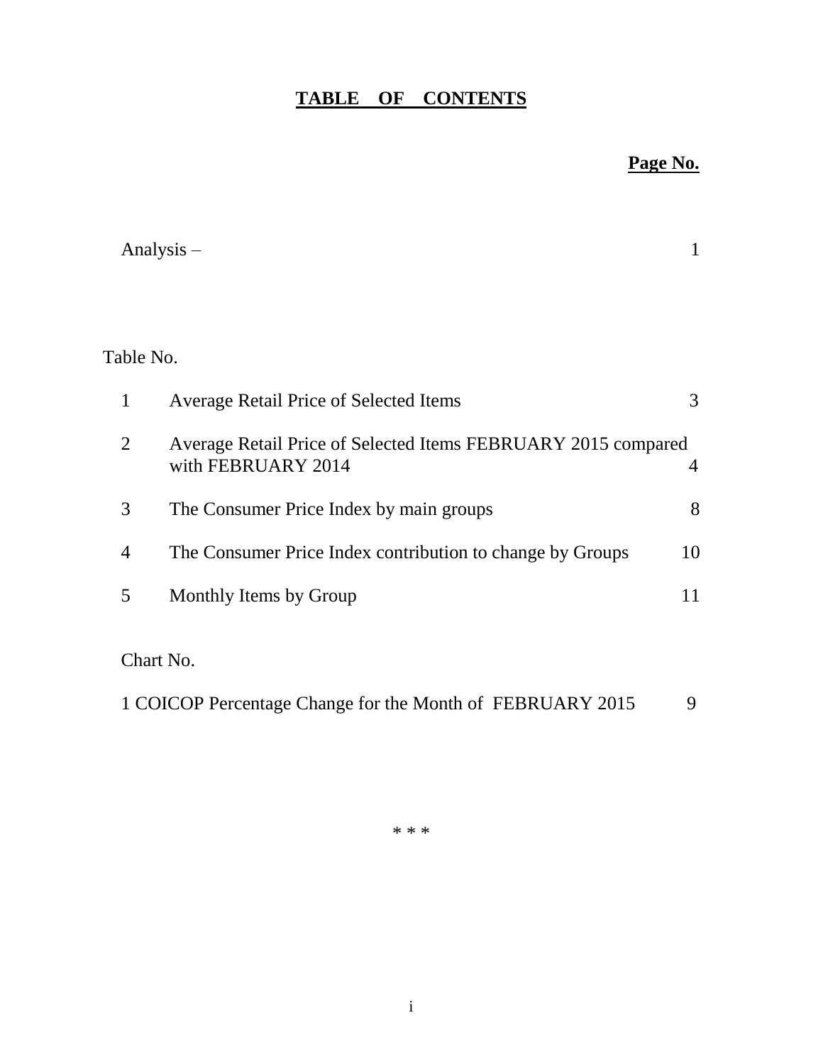# TABLE OF CONTENTS

**Page No.**

Analysis – 1

Table No.

| No. | Title | Page No. |
|---|---|---|
| 1 | Average Retail Price of Selected Items | 3 |
| 2 | Average Retail Price of Selected Items FEBRUARY 2015 compared with FEBRUARY 2014 | 4 |
| 3 | The Consumer Price Index by main groups | 8 |
| 4 | The Consumer Price Index contribution to change by Groups | 10 |
| 5 | Monthly Items by Group | 11 |

Chart No.

| No. | Title | Page No. |
|---|---|---|
| 1 | COICOP Percentage Change for the Month of FEBRUARY 2015 | 9 |

\* \* \*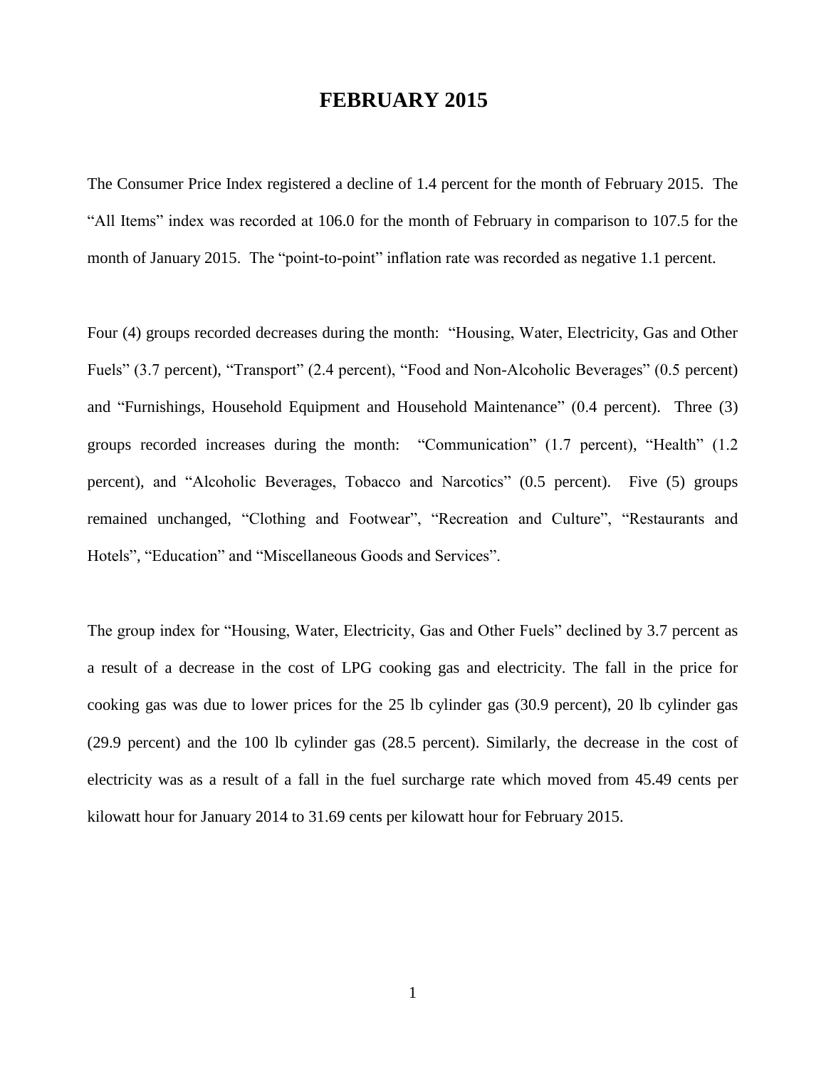# FEBRUARY 2015

The Consumer Price Index registered a decline of 1.4 percent for the month of February 2015. The "All Items" index was recorded at 106.0 for the month of February in comparison to 107.5 for the month of January 2015. The "point-to-point" inflation rate was recorded as negative 1.1 percent.

Four (4) groups recorded decreases during the month: "Housing, Water, Electricity, Gas and Other Fuels" (3.7 percent), "Transport" (2.4 percent), "Food and Non-Alcoholic Beverages" (0.5 percent) and "Furnishings, Household Equipment and Household Maintenance" (0.4 percent). Three (3) groups recorded increases during the month: "Communication" (1.7 percent), "Health" (1.2 percent), and "Alcoholic Beverages, Tobacco and Narcotics" (0.5 percent). Five (5) groups remained unchanged, "Clothing and Footwear", "Recreation and Culture", "Restaurants and Hotels", "Education" and "Miscellaneous Goods and Services".

The group index for "Housing, Water, Electricity, Gas and Other Fuels" declined by 3.7 percent as a result of a decrease in the cost of LPG cooking gas and electricity. The fall in the price for cooking gas was due to lower prices for the 25 lb cylinder gas (30.9 percent), 20 lb cylinder gas (29.9 percent) and the 100 lb cylinder gas (28.5 percent). Similarly, the decrease in the cost of electricity was as a result of a fall in the fuel surcharge rate which moved from 45.49 cents per kilowatt hour for January 2014 to 31.69 cents per kilowatt hour for February 2015.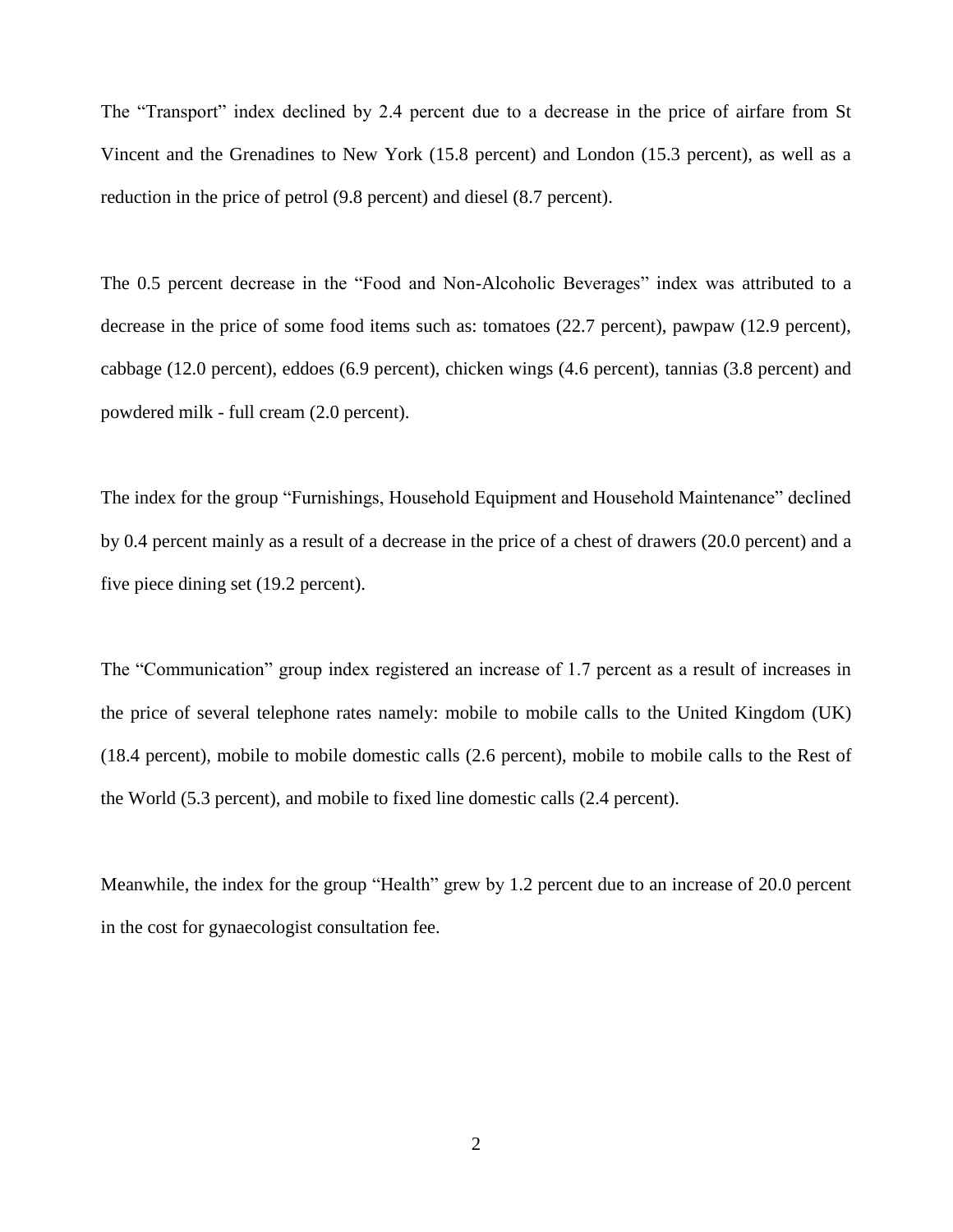The “Transport” index declined by 2.4 percent due to a decrease in the price of airfare from St Vincent and the Grenadines to New York (15.8 percent) and London (15.3 percent), as well as a reduction in the price of petrol (9.8 percent) and diesel (8.7 percent).

The 0.5 percent decrease in the “Food and Non-Alcoholic Beverages” index was attributed to a decrease in the price of some food items such as: tomatoes (22.7 percent), pawpaw (12.9 percent), cabbage (12.0 percent), eddoes (6.9 percent), chicken wings (4.6 percent), tannias (3.8 percent) and powdered milk - full cream (2.0 percent).

The index for the group “Furnishings, Household Equipment and Household Maintenance” declined by 0.4 percent mainly as a result of a decrease in the price of a chest of drawers (20.0 percent) and a five piece dining set (19.2 percent).

The “Communication” group index registered an increase of 1.7 percent as a result of increases in the price of several telephone rates namely: mobile to mobile calls to the United Kingdom (UK) (18.4 percent), mobile to mobile domestic calls (2.6 percent), mobile to mobile calls to the Rest of the World (5.3 percent), and mobile to fixed line domestic calls (2.4 percent).

Meanwhile, the index for the group “Health” grew by 1.2 percent due to an increase of 20.0 percent in the cost for gynaecologist consultation fee.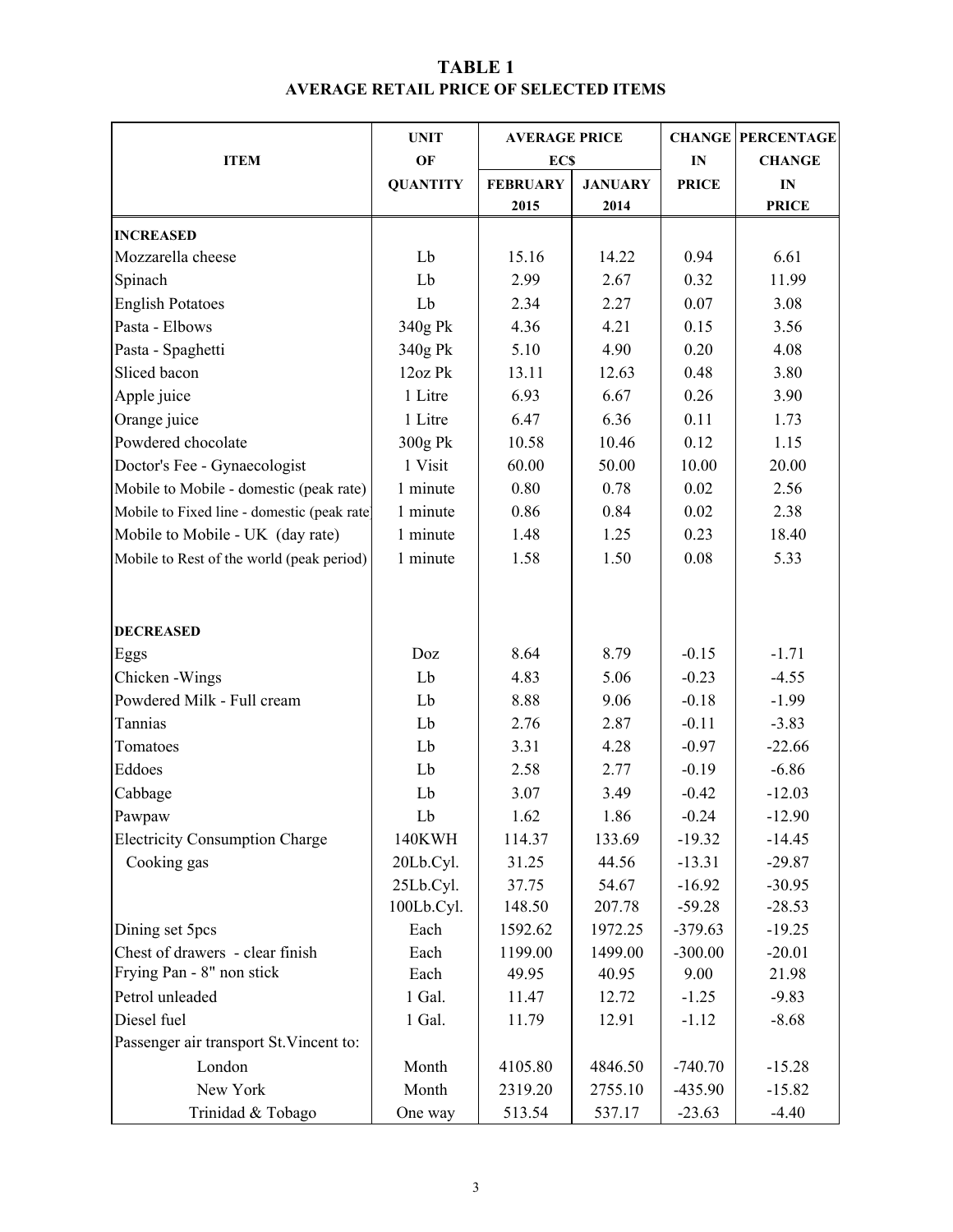# TABLE 1
## AVERAGE RETAIL PRICE OF SELECTED ITEMS

| ITEM | UNIT OF QUANTITY | AVERAGE PRICE EC$ | | CHANGE IN PRICE | PERCENTAGE CHANGE IN PRICE |
|---|---|---|---|---|---|
| | | FEBRUARY 2015 | JANUARY 2014 | | |
| **INCREASED** | | | | | |
| Mozzarella cheese | Lb | 15.16 | 14.22 | 0.94 | 6.61 |
| Spinach | Lb | 2.99 | 2.67 | 0.32 | 11.99 |
| English Potatoes | Lb | 2.34 | 2.27 | 0.07 | 3.08 |
| Pasta - Elbows | 340g Pk | 4.36 | 4.21 | 0.15 | 3.56 |
| Pasta - Spaghetti | 340g Pk | 5.10 | 4.90 | 0.20 | 4.08 |
| Sliced bacon | 12oz Pk | 13.11 | 12.63 | 0.48 | 3.80 |
| Apple juice | 1 Litre | 6.93 | 6.67 | 0.26 | 3.90 |
| Orange juice | 1 Litre | 6.47 | 6.36 | 0.11 | 1.73 |
| Powdered chocolate | 300g Pk | 10.58 | 10.46 | 0.12 | 1.15 |
| Doctor's Fee - Gynaecologist | 1 Visit | 60.00 | 50.00 | 10.00 | 20.00 |
| Mobile to Mobile - domestic (peak rate) | 1 minute | 0.80 | 0.78 | 0.02 | 2.56 |
| Mobile to Fixed line - domestic (peak rate) | 1 minute | 0.86 | 0.84 | 0.02 | 2.38 |
| Mobile to Mobile - UK (day rate) | 1 minute | 1.48 | 1.25 | 0.23 | 18.40 |
| Mobile to Rest of the world (peak period) | 1 minute | 1.58 | 1.50 | 0.08 | 5.33 |
| **DECREASED** | | | | | |
| Eggs | Doz | 8.64 | 8.79 | -0.15 | -1.71 |
| Chicken -Wings | Lb | 4.83 | 5.06 | -0.23 | -4.55 |
| Powdered Milk - Full cream | Lb | 8.88 | 9.06 | -0.18 | -1.99 |
| Tannias | Lb | 2.76 | 2.87 | -0.11 | -3.83 |
| Tomatoes | Lb | 3.31 | 4.28 | -0.97 | -22.66 |
| Eddoes | Lb | 2.58 | 2.77 | -0.19 | -6.86 |
| Cabbage | Lb | 3.07 | 3.49 | -0.42 | -12.03 |
| Pawpaw | Lb | 1.62 | 1.86 | -0.24 | -12.90 |
| Electricity Consumption Charge | 140KWH | 114.37 | 133.69 | -19.32 | -14.45 |
| Cooking gas | 20Lb.Cyl. | 31.25 | 44.56 | -13.31 | -29.87 |
| | 25Lb.Cyl. | 37.75 | 54.67 | -16.92 | -30.95 |
| | 100Lb.Cyl. | 148.50 | 207.78 | -59.28 | -28.53 |
| Dining set 5pcs | Each | 1592.62 | 1972.25 | -379.63 | -19.25 |
| Chest of drawers - clear finish | Each | 1199.00 | 1499.00 | -300.00 | -20.01 |
| Frying Pan - 8" non stick | Each | 49.95 | 40.95 | 9.00 | 21.98 |
| Petrol unleaded | 1 Gal. | 11.47 | 12.72 | -1.25 | -9.83 |
| Diesel fuel | 1 Gal. | 11.79 | 12.91 | -1.12 | -8.68 |
| Passenger air transport St.Vincent to: | | | | | |
| London | Month | 4105.80 | 4846.50 | -740.70 | -15.28 |
| New York | Month | 2319.20 | 2755.10 | -435.90 | -15.82 |
| Trinidad & Tobago | One way | 513.54 | 537.17 | -23.63 | -4.40 |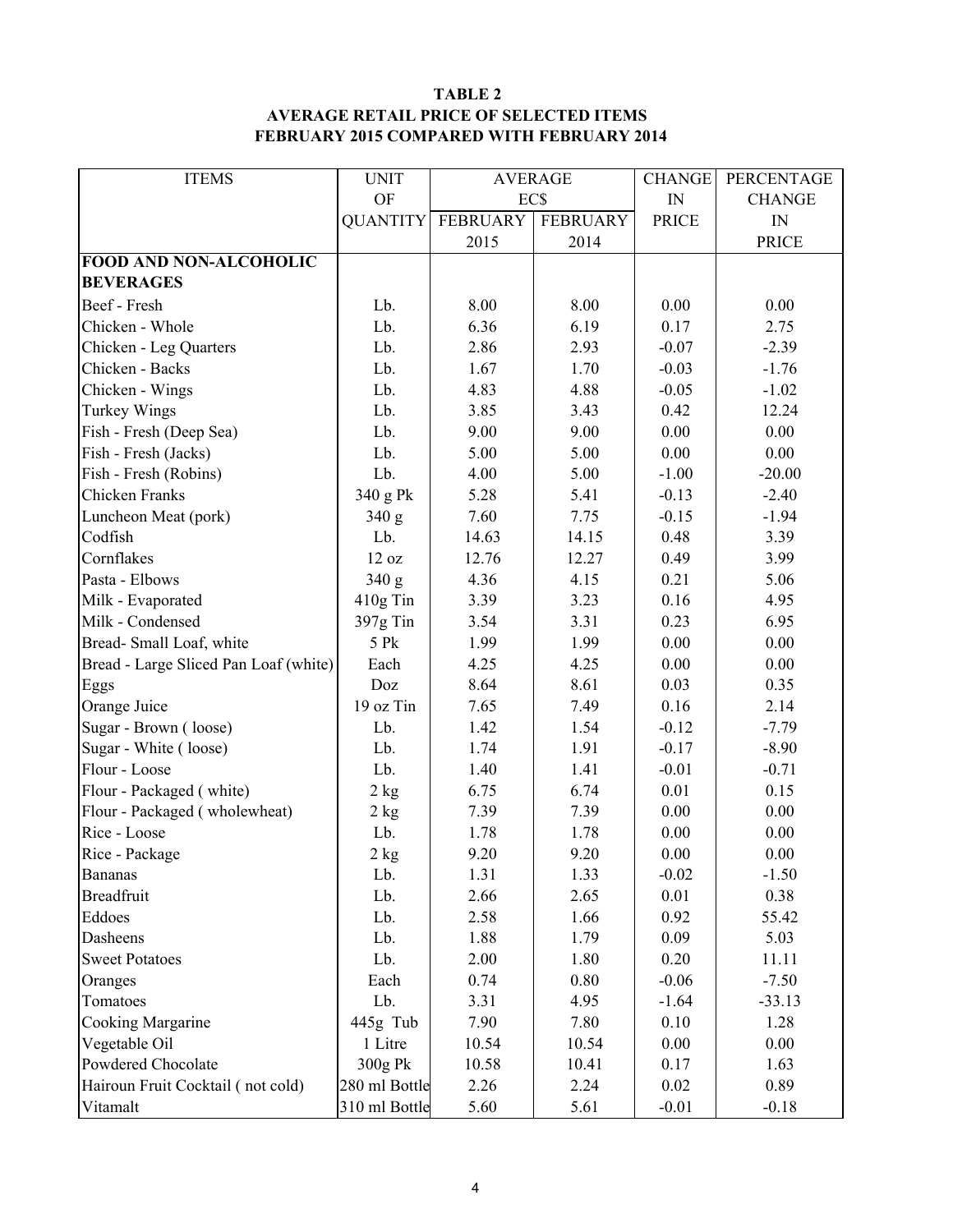**TABLE 2**
**AVERAGE RETAIL PRICE OF SELECTED ITEMS**
**FEBRUARY 2015 COMPARED WITH FEBRUARY 2014**

| ITEMS | UNIT OF QUANTITY | AVERAGE EC$ FEBRUARY 2015 | AVERAGE EC$ FEBRUARY 2014 | CHANGE IN PRICE | PERCENTAGE CHANGE IN PRICE |
|---|---|---|---|---|---|
| **FOOD AND NON-ALCOHOLIC BEVERAGES** | | | | | |
| Beef - Fresh | Lb. | 8.00 | 8.00 | 0.00 | 0.00 |
| Chicken - Whole | Lb. | 6.36 | 6.19 | 0.17 | 2.75 |
| Chicken - Leg Quarters | Lb. | 2.86 | 2.93 | -0.07 | -2.39 |
| Chicken - Backs | Lb. | 1.67 | 1.70 | -0.03 | -1.76 |
| Chicken - Wings | Lb. | 4.83 | 4.88 | -0.05 | -1.02 |
| Turkey Wings | Lb. | 3.85 | 3.43 | 0.42 | 12.24 |
| Fish - Fresh (Deep Sea) | Lb. | 9.00 | 9.00 | 0.00 | 0.00 |
| Fish - Fresh (Jacks) | Lb. | 5.00 | 5.00 | 0.00 | 0.00 |
| Fish - Fresh (Robins) | Lb. | 4.00 | 5.00 | -1.00 | -20.00 |
| Chicken Franks | 340 g Pk | 5.28 | 5.41 | -0.13 | -2.40 |
| Luncheon Meat (pork) | 340 g | 7.60 | 7.75 | -0.15 | -1.94 |
| Codfish | Lb. | 14.63 | 14.15 | 0.48 | 3.39 |
| Cornflakes | 12 oz | 12.76 | 12.27 | 0.49 | 3.99 |
| Pasta - Elbows | 340 g | 4.36 | 4.15 | 0.21 | 5.06 |
| Milk - Evaporated | 410g Tin | 3.39 | 3.23 | 0.16 | 4.95 |
| Milk - Condensed | 397g Tin | 3.54 | 3.31 | 0.23 | 6.95 |
| Bread- Small Loaf, white | 5 Pk | 1.99 | 1.99 | 0.00 | 0.00 |
| Bread - Large Sliced Pan Loaf (white) | Each | 4.25 | 4.25 | 0.00 | 0.00 |
| Eggs | Doz | 8.64 | 8.61 | 0.03 | 0.35 |
| Orange Juice | 19 oz Tin | 7.65 | 7.49 | 0.16 | 2.14 |
| Sugar - Brown ( loose) | Lb. | 1.42 | 1.54 | -0.12 | -7.79 |
| Sugar - White ( loose) | Lb. | 1.74 | 1.91 | -0.17 | -8.90 |
| Flour - Loose | Lb. | 1.40 | 1.41 | -0.01 | -0.71 |
| Flour - Packaged ( white) | 2 kg | 6.75 | 6.74 | 0.01 | 0.15 |
| Flour - Packaged ( wholewheat) | 2 kg | 7.39 | 7.39 | 0.00 | 0.00 |
| Rice - Loose | Lb. | 1.78 | 1.78 | 0.00 | 0.00 |
| Rice - Package | 2 kg | 9.20 | 9.20 | 0.00 | 0.00 |
| Bananas | Lb. | 1.31 | 1.33 | -0.02 | -1.50 |
| Breadfruit | Lb. | 2.66 | 2.65 | 0.01 | 0.38 |
| Eddoes | Lb. | 2.58 | 1.66 | 0.92 | 55.42 |
| Dasheens | Lb. | 1.88 | 1.79 | 0.09 | 5.03 |
| Sweet Potatoes | Lb. | 2.00 | 1.80 | 0.20 | 11.11 |
| Oranges | Each | 0.74 | 0.80 | -0.06 | -7.50 |
| Tomatoes | Lb. | 3.31 | 4.95 | -1.64 | -33.13 |
| Cooking Margarine | 445g Tub | 7.90 | 7.80 | 0.10 | 1.28 |
| Vegetable Oil | 1 Litre | 10.54 | 10.54 | 0.00 | 0.00 |
| Powdered Chocolate | 300g Pk | 10.58 | 10.41 | 0.17 | 1.63 |
| Hairoun Fruit Cocktail ( not cold) | 280 ml Bottle | 2.26 | 2.24 | 0.02 | 0.89 |
| Vitamalt | 310 ml Bottle | 5.60 | 5.61 | -0.01 | -0.18 |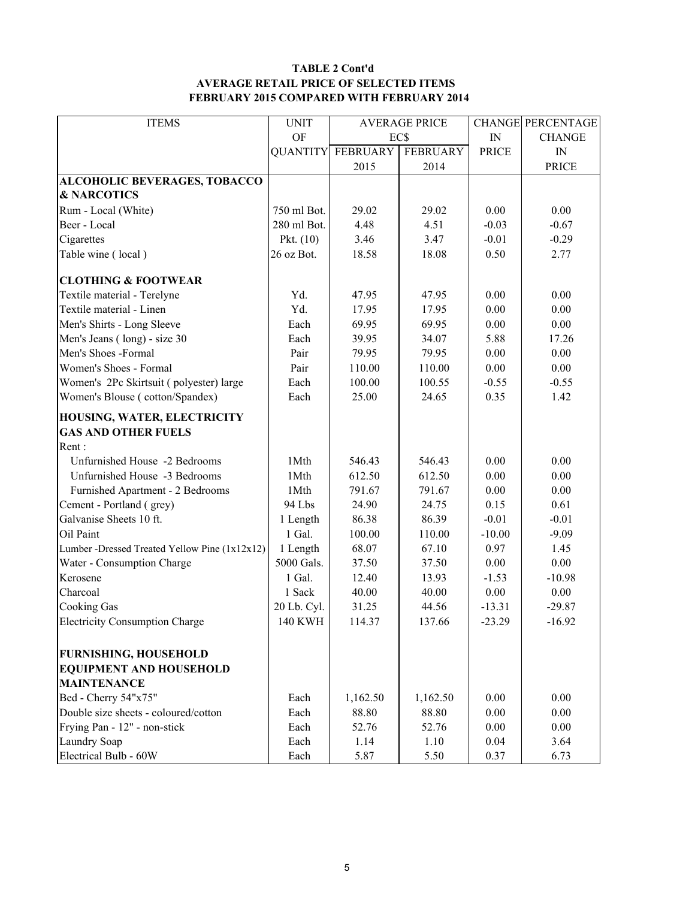**TABLE 2 Cont'd**
**AVERAGE RETAIL PRICE OF SELECTED ITEMS**
**FEBRUARY 2015 COMPARED WITH FEBRUARY 2014**

| ITEMS | UNIT OF QUANTITY | AVERAGE PRICE EC$ FEBRUARY 2015 | AVERAGE PRICE EC$ FEBRUARY 2014 | CHANGE IN PRICE | PERCENTAGE CHANGE IN PRICE |
|---|---|---|---|---|---|
| **ALCOHOLIC BEVERAGES, TOBACCO & NARCOTICS** | | | | | |
| Rum - Local (White) | 750 ml Bot. | 29.02 | 29.02 | 0.00 | 0.00 |
| Beer - Local | 280 ml Bot. | 4.48 | 4.51 | -0.03 | -0.67 |
| Cigarettes | Pkt. (10) | 3.46 | 3.47 | -0.01 | -0.29 |
| Table wine ( local ) | 26 oz Bot. | 18.58 | 18.08 | 0.50 | 2.77 |
| **CLOTHING & FOOTWEAR** | | | | | |
| Textile material - Terelyne | Yd. | 47.95 | 47.95 | 0.00 | 0.00 |
| Textile material - Linen | Yd. | 17.95 | 17.95 | 0.00 | 0.00 |
| Men's Shirts - Long Sleeve | Each | 69.95 | 69.95 | 0.00 | 0.00 |
| Men's Jeans ( long) - size 30 | Each | 39.95 | 34.07 | 5.88 | 17.26 |
| Men's Shoes -Formal | Pair | 79.95 | 79.95 | 0.00 | 0.00 |
| Women's Shoes - Formal | Pair | 110.00 | 110.00 | 0.00 | 0.00 |
| Women's 2Pc Skirtsuit ( polyester) large | Each | 100.00 | 100.55 | -0.55 | -0.55 |
| Women's Blouse ( cotton/Spandex) | Each | 25.00 | 24.65 | 0.35 | 1.42 |
| **HOUSING, WATER, ELECTRICITY GAS AND OTHER FUELS** | | | | | |
| Rent : | | | | | |
| Unfurnished House -2 Bedrooms | 1Mth | 546.43 | 546.43 | 0.00 | 0.00 |
| Unfurnished House -3 Bedrooms | 1Mth | 612.50 | 612.50 | 0.00 | 0.00 |
| Furnished Apartment - 2 Bedrooms | 1Mth | 791.67 | 791.67 | 0.00 | 0.00 |
| Cement - Portland ( grey) | 94 Lbs | 24.90 | 24.75 | 0.15 | 0.61 |
| Galvanise Sheets 10 ft. | 1 Length | 86.38 | 86.39 | -0.01 | -0.01 |
| Oil Paint | 1 Gal. | 100.00 | 110.00 | -10.00 | -9.09 |
| Lumber -Dressed Treated Yellow Pine (1x12x12) | 1 Length | 68.07 | 67.10 | 0.97 | 1.45 |
| Water - Consumption Charge | 5000 Gals. | 37.50 | 37.50 | 0.00 | 0.00 |
| Kerosene | 1 Gal. | 12.40 | 13.93 | -1.53 | -10.98 |
| Charcoal | 1 Sack | 40.00 | 40.00 | 0.00 | 0.00 |
| Cooking Gas | 20 Lb. Cyl. | 31.25 | 44.56 | -13.31 | -29.87 |
| Electricity Consumption Charge | 140 KWH | 114.37 | 137.66 | -23.29 | -16.92 |
| **FURNISHING, HOUSEHOLD EQUIPMENT AND HOUSEHOLD MAINTENANCE** | | | | | |
| Bed - Cherry 54"x75" | Each | 1,162.50 | 1,162.50 | 0.00 | 0.00 |
| Double size sheets - coloured/cotton | Each | 88.80 | 88.80 | 0.00 | 0.00 |
| Frying Pan - 12" - non-stick | Each | 52.76 | 52.76 | 0.00 | 0.00 |
| Laundry Soap | Each | 1.14 | 1.10 | 0.04 | 3.64 |
| Electrical Bulb - 60W | Each | 5.87 | 5.50 | 0.37 | 6.73 |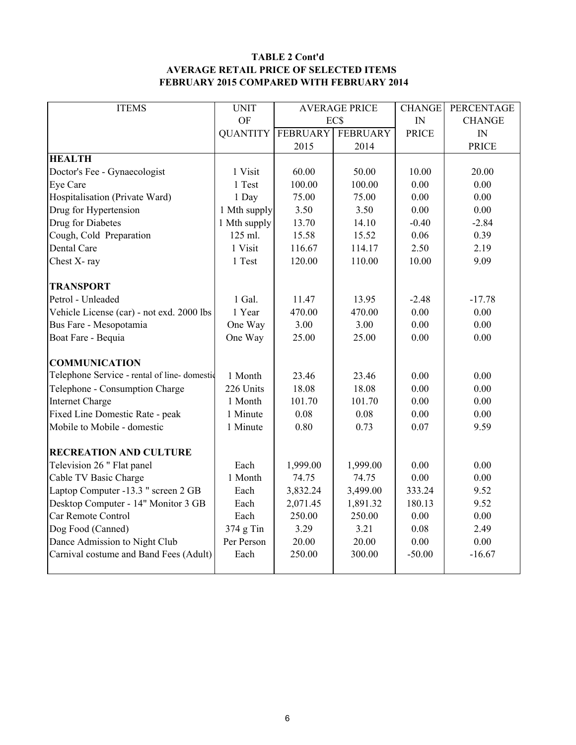**TABLE 2 Cont'd**
**AVERAGE RETAIL PRICE OF SELECTED ITEMS**
**FEBRUARY 2015 COMPARED WITH FEBRUARY 2014**

| ITEMS | UNIT OF QUANTITY | AVERAGE PRICE EC$ FEBRUARY 2015 | AVERAGE PRICE EC$ FEBRUARY 2014 | CHANGE IN PRICE | PERCENTAGE CHANGE IN PRICE |
|---|---|---|---|---|---|
| **HEALTH** | | | | | |
| Doctor's Fee - Gynaecologist | 1 Visit | 60.00 | 50.00 | 10.00 | 20.00 |
| Eye Care | 1 Test | 100.00 | 100.00 | 0.00 | 0.00 |
| Hospitalisation (Private Ward) | 1 Day | 75.00 | 75.00 | 0.00 | 0.00 |
| Drug for Hypertension | 1 Mth supply | 3.50 | 3.50 | 0.00 | 0.00 |
| Drug for Diabetes | 1 Mth supply | 13.70 | 14.10 | -0.40 | -2.84 |
| Cough, Cold Preparation | 125 ml. | 15.58 | 15.52 | 0.06 | 0.39 |
| Dental Care | 1 Visit | 116.67 | 114.17 | 2.50 | 2.19 |
| Chest X- ray | 1 Test | 120.00 | 110.00 | 10.00 | 9.09 |
| **TRANSPORT** | | | | | |
| Petrol - Unleaded | 1 Gal. | 11.47 | 13.95 | -2.48 | -17.78 |
| Vehicle License (car) - not exd. 2000 lbs | 1 Year | 470.00 | 470.00 | 0.00 | 0.00 |
| Bus Fare - Mesopotamia | One Way | 3.00 | 3.00 | 0.00 | 0.00 |
| Boat Fare - Bequia | One Way | 25.00 | 25.00 | 0.00 | 0.00 |
| **COMMUNICATION** | | | | | |
| Telephone Service - rental of line- domestic | 1 Month | 23.46 | 23.46 | 0.00 | 0.00 |
| Telephone - Consumption Charge | 226 Units | 18.08 | 18.08 | 0.00 | 0.00 |
| Internet Charge | 1 Month | 101.70 | 101.70 | 0.00 | 0.00 |
| Fixed Line Domestic Rate - peak | 1 Minute | 0.08 | 0.08 | 0.00 | 0.00 |
| Mobile to Mobile - domestic | 1 Minute | 0.80 | 0.73 | 0.07 | 9.59 |
| **RECREATION AND CULTURE** | | | | | |
| Television 26 " Flat panel | Each | 1,999.00 | 1,999.00 | 0.00 | 0.00 |
| Cable TV Basic Charge | 1 Month | 74.75 | 74.75 | 0.00 | 0.00 |
| Laptop Computer -13.3 " screen 2 GB | Each | 3,832.24 | 3,499.00 | 333.24 | 9.52 |
| Desktop Computer - 14" Monitor 3 GB | Each | 2,071.45 | 1,891.32 | 180.13 | 9.52 |
| Car Remote Control | Each | 250.00 | 250.00 | 0.00 | 0.00 |
| Dog Food (Canned) | 374 g Tin | 3.29 | 3.21 | 0.08 | 2.49 |
| Dance Admission to Night Club | Per Person | 20.00 | 20.00 | 0.00 | 0.00 |
| Carnival costume and Band Fees (Adult) | Each | 250.00 | 300.00 | -50.00 | -16.67 |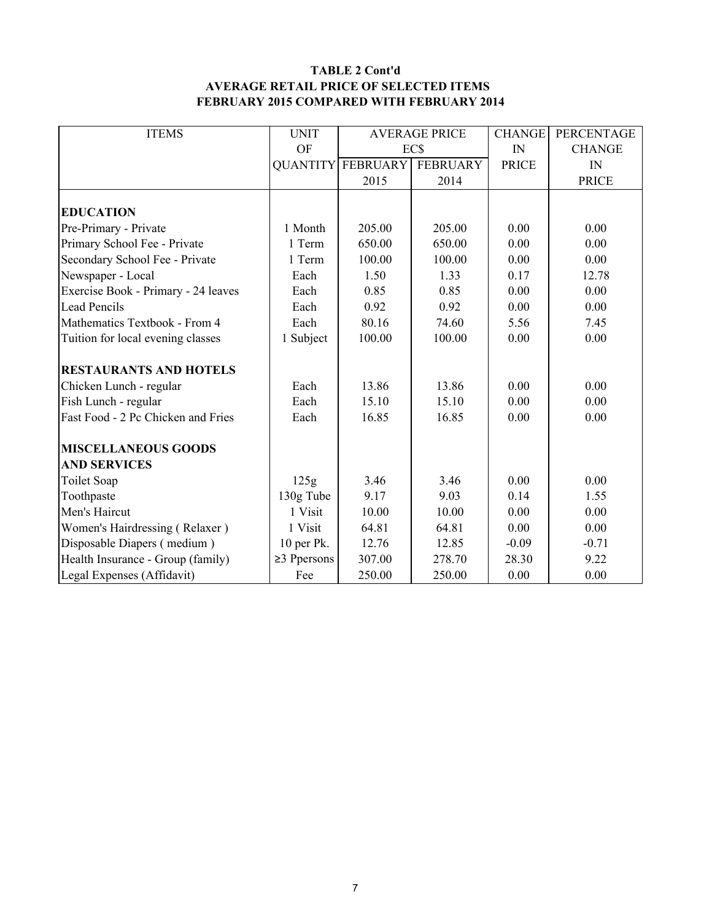**TABLE 2 Cont'd**
**AVERAGE RETAIL PRICE OF SELECTED ITEMS**
**FEBRUARY 2015 COMPARED WITH FEBRUARY 2014**

| ITEMS | UNIT OF QUANTITY | AVERAGE PRICE EC$ FEBRUARY 2015 | AVERAGE PRICE EC$ FEBRUARY 2014 | CHANGE IN PRICE | PERCENTAGE CHANGE IN PRICE |
|---|---|---|---|---|---|
| **EDUCATION** | | | | | |
| Pre-Primary - Private | 1 Month | 205.00 | 205.00 | 0.00 | 0.00 |
| Primary School Fee - Private | 1 Term | 650.00 | 650.00 | 0.00 | 0.00 |
| Secondary School Fee - Private | 1 Term | 100.00 | 100.00 | 0.00 | 0.00 |
| Newspaper - Local | Each | 1.50 | 1.33 | 0.17 | 12.78 |
| Exercise Book - Primary - 24 leaves | Each | 0.85 | 0.85 | 0.00 | 0.00 |
| Lead Pencils | Each | 0.92 | 0.92 | 0.00 | 0.00 |
| Mathematics Textbook - From 4 | Each | 80.16 | 74.60 | 5.56 | 7.45 |
| Tuition for local evening classes | 1 Subject | 100.00 | 100.00 | 0.00 | 0.00 |
| **RESTAURANTS AND HOTELS** | | | | | |
| Chicken Lunch - regular | Each | 13.86 | 13.86 | 0.00 | 0.00 |
| Fish Lunch - regular | Each | 15.10 | 15.10 | 0.00 | 0.00 |
| Fast Food - 2 Pc Chicken and Fries | Each | 16.85 | 16.85 | 0.00 | 0.00 |
| **MISCELLANEOUS GOODS AND SERVICES** | | | | | |
| Toilet Soap | 125g | 3.46 | 3.46 | 0.00 | 0.00 |
| Toothpaste | 130g Tube | 9.17 | 9.03 | 0.14 | 1.55 |
| Men's Haircut | 1 Visit | 10.00 | 10.00 | 0.00 | 0.00 |
| Women's Hairdressing ( Relaxer ) | 1 Visit | 64.81 | 64.81 | 0.00 | 0.00 |
| Disposable Diapers ( medium ) | 10 per Pk. | 12.76 | 12.85 | -0.09 | -0.71 |
| Health Insurance - Group (family) | ≥3 Ppersons | 307.00 | 278.70 | 28.30 | 9.22 |
| Legal Expenses (Affidavit) | Fee | 250.00 | 250.00 | 0.00 | 0.00 |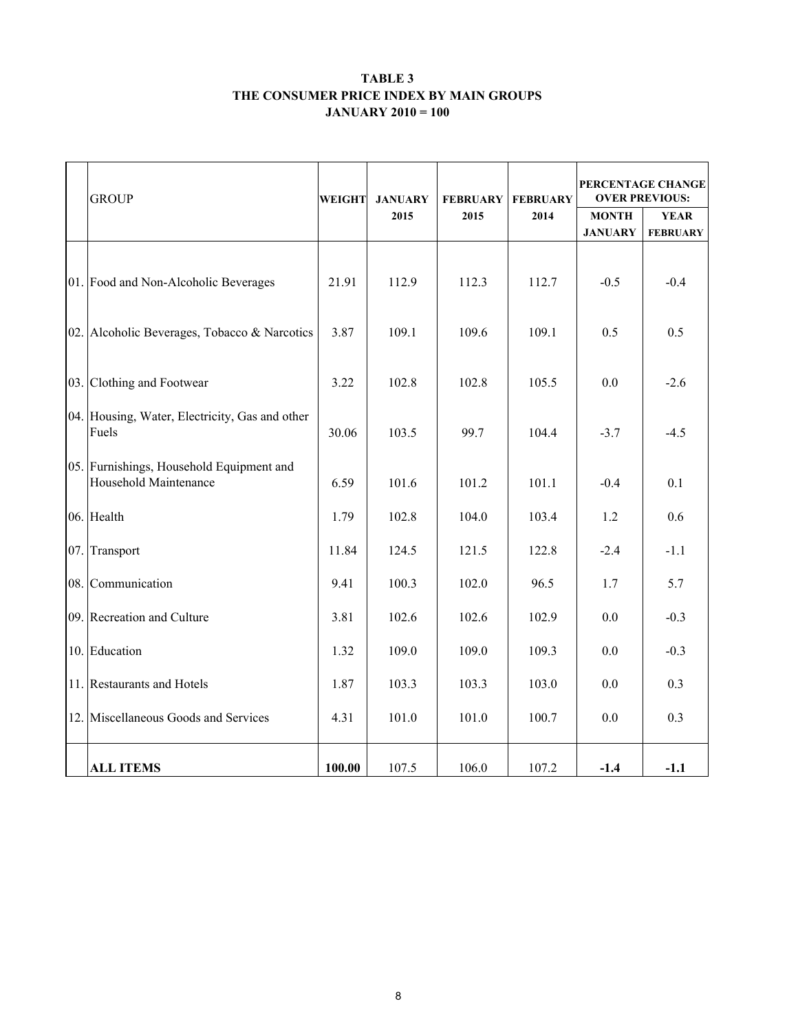**TABLE 3**
**THE CONSUMER PRICE INDEX BY MAIN GROUPS**
**JANUARY 2010 = 100**

| | GROUP | WEIGHT | JANUARY 2015 | FEBRUARY 2015 | FEBRUARY 2014 | PERCENTAGE CHANGE OVER PREVIOUS: MONTH JANUARY | YEAR FEBRUARY |
|---|---|---|---|---|---|---|---|
| 01. | Food and Non-Alcoholic Beverages | 21.91 | 112.9 | 112.3 | 112.7 | -0.5 | -0.4 |
| 02. | Alcoholic Beverages, Tobacco & Narcotics | 3.87 | 109.1 | 109.6 | 109.1 | 0.5 | 0.5 |
| 03. | Clothing and Footwear | 3.22 | 102.8 | 102.8 | 105.5 | 0.0 | -2.6 |
| 04. | Housing, Water, Electricity, Gas and other Fuels | 30.06 | 103.5 | 99.7 | 104.4 | -3.7 | -4.5 |
| 05. | Furnishings, Household Equipment and Household Maintenance | 6.59 | 101.6 | 101.2 | 101.1 | -0.4 | 0.1 |
| 06. | Health | 1.79 | 102.8 | 104.0 | 103.4 | 1.2 | 0.6 |
| 07. | Transport | 11.84 | 124.5 | 121.5 | 122.8 | -2.4 | -1.1 |
| 08. | Communication | 9.41 | 100.3 | 102.0 | 96.5 | 1.7 | 5.7 |
| 09. | Recreation and Culture | 3.81 | 102.6 | 102.6 | 102.9 | 0.0 | -0.3 |
| 10. | Education | 1.32 | 109.0 | 109.0 | 109.3 | 0.0 | -0.3 |
| 11. | Restaurants and Hotels | 1.87 | 103.3 | 103.3 | 103.0 | 0.0 | 0.3 |
| 12. | Miscellaneous Goods and Services | 4.31 | 101.0 | 101.0 | 100.7 | 0.0 | 0.3 |
| | **ALL ITEMS** | **100.00** | 107.5 | 106.0 | 107.2 | **-1.4** | **-1.1** |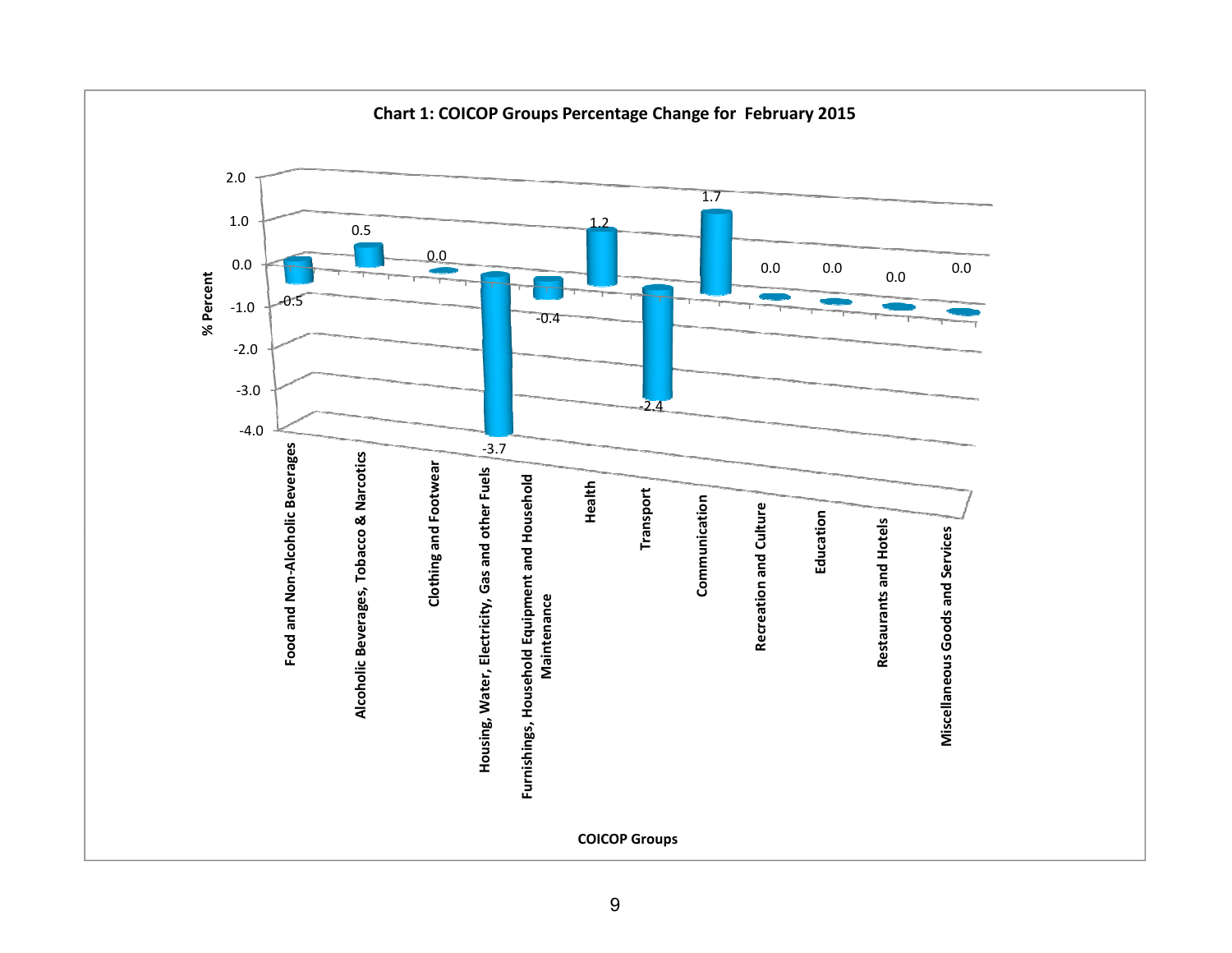**Chart 1: COICOP Groups Percentage Change for February 2015**

| COICOP Groups | % Percent |
|---|---|
| Food and Non-Alcoholic Beverages | -0.5 |
| Alcoholic Beverages, Tobacco & Narcotics | 0.5 |
| Clothing and Footwear | 0.0 |
| Housing, Water, Electricity, Gas and other Fuels | -3.7 |
| Furnishings, Household Equipment and Household Maintenance | -0.4 |
| Health | 1.2 |
| Transport | -2.4 |
| Communication | 1.7 |
| Recreation and Culture | 0.0 |
| Education | 0.0 |
| Restaurants and Hotels | 0.0 |
| Miscellaneous Goods and Services | 0.0 |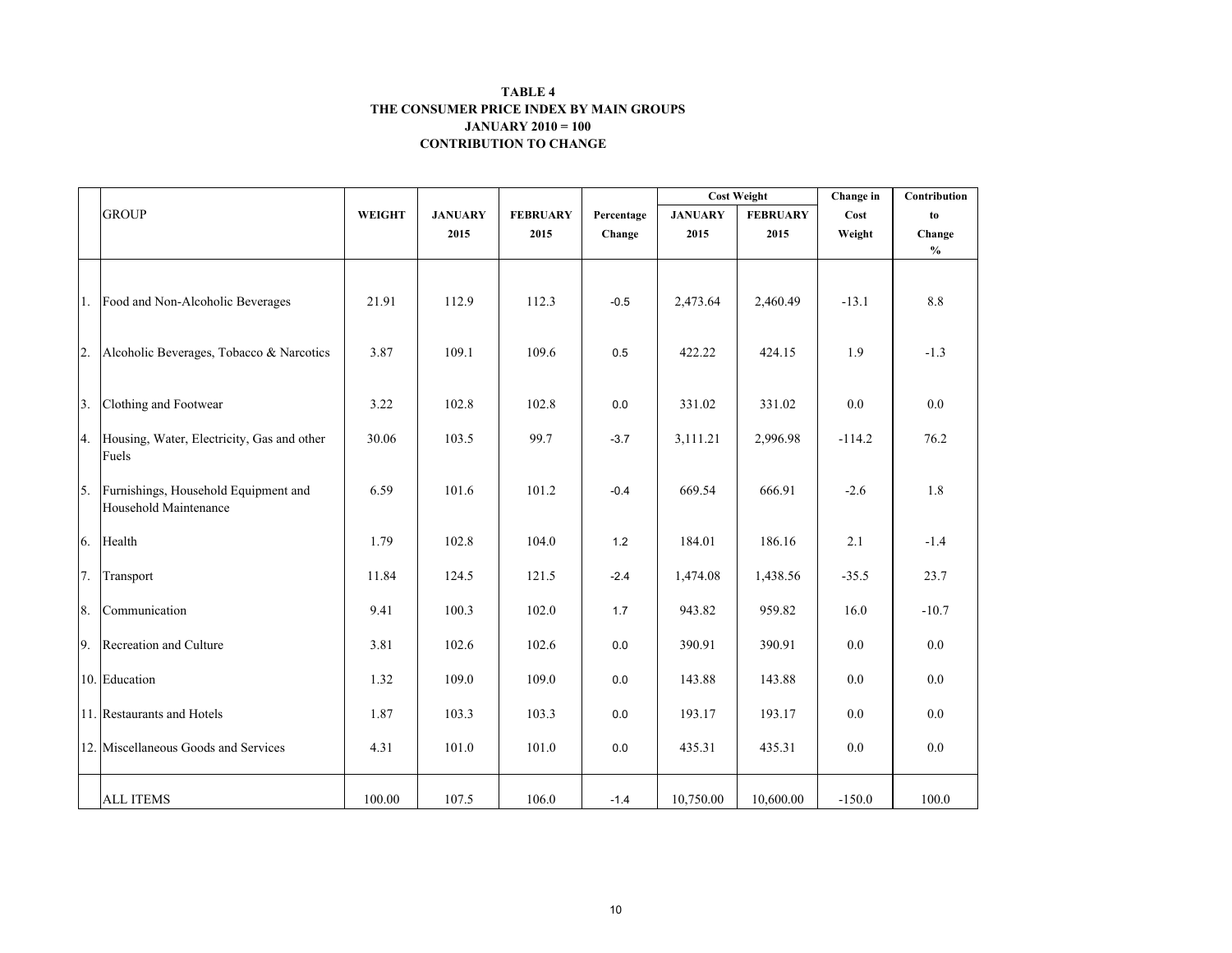**TABLE 4**
**THE CONSUMER PRICE INDEX BY MAIN GROUPS**
**JANUARY 2010 = 100**
**CONTRIBUTION TO CHANGE**

| | GROUP | WEIGHT | JANUARY 2015 | FEBRUARY 2015 | Percentage Change | Cost Weight | | Change in Cost Weight | Contribution to Change % |
|---|---|---|---|---|---|---|---|---|---|
| | | | | | | JANUARY 2015 | FEBRUARY 2015 | | |
| 1. | Food and Non-Alcoholic Beverages | 21.91 | 112.9 | 112.3 | -0.5 | 2,473.64 | 2,460.49 | -13.1 | 8.8 |
| 2. | Alcoholic Beverages, Tobacco & Narcotics | 3.87 | 109.1 | 109.6 | 0.5 | 422.22 | 424.15 | 1.9 | -1.3 |
| 3. | Clothing and Footwear | 3.22 | 102.8 | 102.8 | 0.0 | 331.02 | 331.02 | 0.0 | 0.0 |
| 4. | Housing, Water, Electricity, Gas and other Fuels | 30.06 | 103.5 | 99.7 | -3.7 | 3,111.21 | 2,996.98 | -114.2 | 76.2 |
| 5. | Furnishings, Household Equipment and Household Maintenance | 6.59 | 101.6 | 101.2 | -0.4 | 669.54 | 666.91 | -2.6 | 1.8 |
| 6. | Health | 1.79 | 102.8 | 104.0 | 1.2 | 184.01 | 186.16 | 2.1 | -1.4 |
| 7. | Transport | 11.84 | 124.5 | 121.5 | -2.4 | 1,474.08 | 1,438.56 | -35.5 | 23.7 |
| 8. | Communication | 9.41 | 100.3 | 102.0 | 1.7 | 943.82 | 959.82 | 16.0 | -10.7 |
| 9. | Recreation and Culture | 3.81 | 102.6 | 102.6 | 0.0 | 390.91 | 390.91 | 0.0 | 0.0 |
| 10. | Education | 1.32 | 109.0 | 109.0 | 0.0 | 143.88 | 143.88 | 0.0 | 0.0 |
| 11. | Restaurants and Hotels | 1.87 | 103.3 | 103.3 | 0.0 | 193.17 | 193.17 | 0.0 | 0.0 |
| 12. | Miscellaneous Goods and Services | 4.31 | 101.0 | 101.0 | 0.0 | 435.31 | 435.31 | 0.0 | 0.0 |
| | ALL ITEMS | 100.00 | 107.5 | 106.0 | -1.4 | 10,750.00 | 10,600.00 | -150.0 | 100.0 |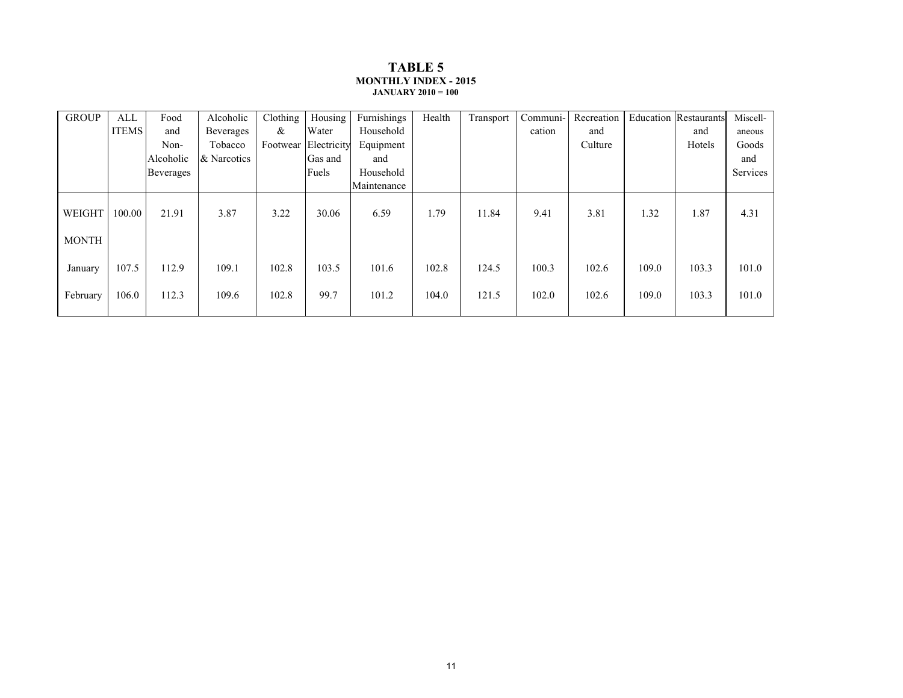# TABLE 5

### MONTHLY INDEX - 2015

**JANUARY 2010 = 100**

| GROUP | ALL ITEMS | Food and Non-Alcoholic Beverages | Alcoholic Beverages Tobacco & Narcotics | Clothing & Footwear | Housing Water Electricity Gas and Fuels | Furnishings Household Equipment and Household Maintenance | Health | Transport | Communi-cation | Recreation and Culture | Education | Restaurants and Hotels | Miscell-aneous Goods and Services |
|---|---|---|---|---|---|---|---|---|---|---|---|---|---|
| WEIGHT | 100.00 | 21.91 | 3.87 | 3.22 | 30.06 | 6.59 | 1.79 | 11.84 | 9.41 | 3.81 | 1.32 | 1.87 | 4.31 |
| MONTH | | | | | | | | | | | | | |
| January | 107.5 | 112.9 | 109.1 | 102.8 | 103.5 | 101.6 | 102.8 | 124.5 | 100.3 | 102.6 | 109.0 | 103.3 | 101.0 |
| February | 106.0 | 112.3 | 109.6 | 102.8 | 99.7 | 101.2 | 104.0 | 121.5 | 102.0 | 102.6 | 109.0 | 103.3 | 101.0 |